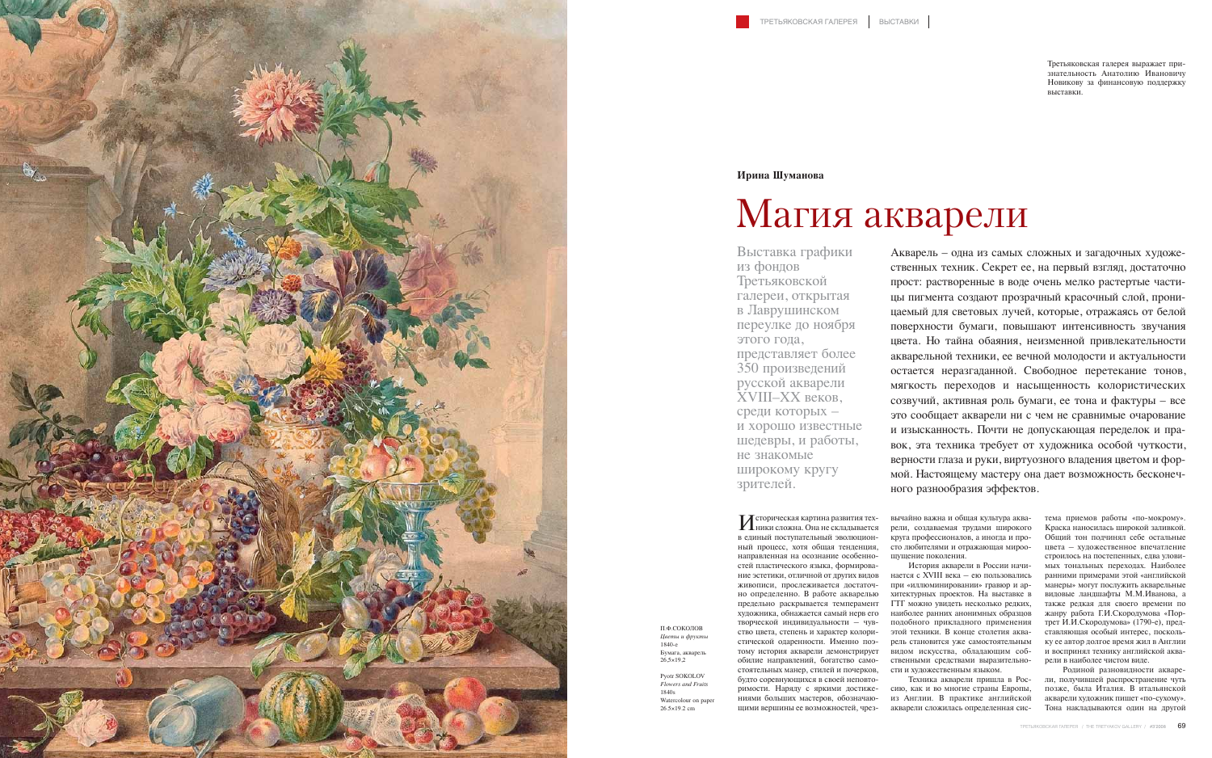Третьяковская галерея выражает признательность Анатолию Ивановичу Новикову за финансовую поддержку выставки.

**Ирина Шуманова**

# Магия акварели

Выставка графики из фондов Третьяковской галереи, открытая в Лаврушинском переулке до ноября этого года, представляет более 350 произведений русской акварели XVIII–XX веков, среди которых – и хорошо известные шедевры, и работы, не знакомые широкому кругу зрителей.

Акварель – одна из самых сложных и загадочных художественных техник. Секрет ее, на первый взгляд, достаточно прост: растворенные в воде очень мелко растертые частицы пигмента создают прозрачный красочный слой, проницаемый для световых лучей, которые, отражаясь от белой поверхности бумаги, повышают интенсивность звучания цвета. Но тайна обаяния, неизменной привлекательности акварельной техники, ее вечной молодости и актуальности остается неразгаданной. Свободное перетекание тонов, мягкость переходов и насыщенность колористических созвучий, активная роль бумаги, ее тона и фактуры – все это сообщает акварели ни с чем не сравнимые очарование и изысканность. Почти не допускающая переделок и правок, эта техника требует от художника особой чуткости, верности глаза и руки, виртуозного владения цветом и формой. Настоящему мастеру она дает возможность бесконечного разнообразия эффектов.

Историческая картина развития техники сложна. Она не складывается в единый поступательный эволюционный процесс, хотя общая тенденция, направленная на осознание особенностей пластического языка, формирование эстетики, отличной от других видов живописи, прослеживается достаточно определенно. В работе акварелью предельно раскрывается темперамент художника, обнажается самый нерв его творческой индивидуальности – чувство цвета, степень и характер колористической одаренности. Именно поэтому история акварели демонстрирует обилие направлений, богатство самостоятельных манер, стилей и почерков, будто соревнующихся в своей неповторимости. Наряду с яркими достижениями больших мастеров, обозначающими вершины ее возможностей, чрезвычайно важна и общая культура акварели, создаваемая трудами широкого круга профессионалов, а иногда и просто любителями и отражающая мироощущение поколения.

История акварели в России начинается с XVIII века – ею пользовались при «иллюминировании» гравюр и архитектурных проектов. На выставке в ГТГ можно увидеть несколько редких, наиболее ранних анонимных образцов подобного прикладного применения этой техники. В конце столетия акварель становится уже самостоятельным видом искусства, обладающим собственными средствами выразительности и художественным языком.

Техника акварели пришла в Россию, как и во многие страны Европы, из Англии. В практике английской акварели сложилась определенная система приемов работы «по-мокрому». Краска наносилась широкой заливкой. Общий тон подчинял себе остальные цвета – художественное впечатление строилось на постепенных, едва уловимых тональных переходах. Наиболее ранними примерами этой «английской манеры» могут послужить акварельные видовые ландшафты М.М.Иванова, а также редкая для своего времени по жанру работа Г.И.Скородумова «Портрет И.И.Скородумова» (1790-е), представляющая особый интерес, поскольку ее автор долгое время жил в Англии и воспринял технику английской акварели в наиболее чистом виде.

Родиной разновидности акварели, получившей распространение чуть позже, была Италия. В итальянской акварели художник пишет «по-сухому». Тона накладываются один на другой

П.Ф.СОКОЛОВ
*Цветы и фрукты*
1840-е
Бумага, акварель
26,5×19,2

Pyotr SOKOLOV
*Flowers and Fruits*
1840s
Watercolour on paper
26.5×19.2 cm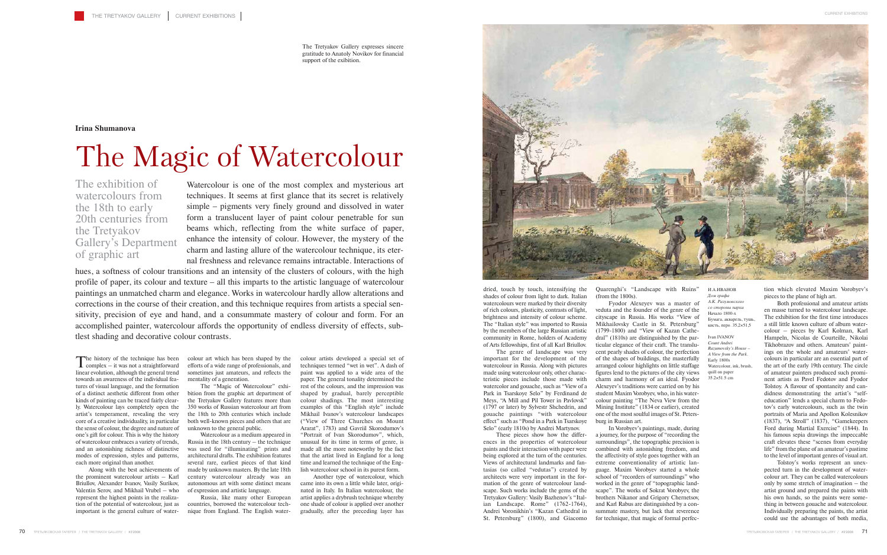The Tretyakov Gallery expresses sincere gratitude to Anatoly Novikov for financial support of the exibition.

**Irina Shumanova**

# The Magic of Watercolour

## The exhibition of watercolours from the 18th to early 20th centuries from the Tretyakov Gallery's Department of graphic art

Watercolour is one of the most complex and mysterious art techniques. It seems at first glance that its secret is relatively simple – pigments very finely ground and dissolved in water form a translucent layer of paint colour penetrable for sun beams which, reflecting from the white surface of paper, enhance the intensity of colour. However, the mystery of the charm and lasting allure of the watercolour technique, its eternal freshness and relevance remains intractable. Interactions of hues, a softness of colour transitions and an intensity of the clusters of colours, with the high profile of paper, its colour and texture – all this imparts to the artistic language of watercolour paintings an unmatched charm and elegance. Works in watercolour hardly allow alterations and corrections in the course of their creation, and this technique requires from artists a special sensitivity, precision of eye and hand, and a consummate mastery of colour and form. For an accomplished painter, watercolour affords the opportunity of endless diversity of effects, subtlest shading and decorative colour contrasts.

The history of the technique has been complex – it was not a straightforward linear evolution, although the general trend towards an awareness of the individual features of visual language, and the formation of a distinct aesthetic different from other kinds of painting can be traced fairly clearly. Watercolour lays completely open the artist's temperament, revealing the very core of a creative individuality, in particular the sense of colour, the degree and nature of one's gift for colour. This is why the history of watercolour embraces a variety of trends, and an astonishing richness of distinctive modes of expression, styles and patterns, each more original than another.

Along with the best achievements of the prominent watercolour artists – Karl Briullov, Alexander Ivanov, Vasily Surikov, Valentin Serov, and Mikhail Vrubel – who represent the highest points in the realization of the potential of watercolour, just as important is the general culture of watercolour art which has been shaped by the efforts of a wide range of professionals, and sometimes just amateurs, and reflects the mentality of a generation.

The "Magic of Watercolour" exhibition from the graphic art department of the Tretyakov Gallery features more than 350 works of Russian watercolour art from the 18th to 20th centuries which include both well-known pieces and others that are unknown to the general public.

Watercolour as a medium appeared in Russia in the 18th century – the technique was used for "illuminating" prints and architectural drafts. The exhibition features several rare, earliest pieces of that kind made by unknown masters. By the late 18th century watercolour already was an autonomous art with some distinct means of expression and artistic language.

Russia, like many other European countries, borrowed the watercolour technique from England. The English watercolour artists developed a special set of techniques termed "wet in wet". A dash of paint was applied to a wide area of the paper. The general tonality determined the rest of the colours, and the impression was shaped by gradual, barely perceptible colour shadings. The most interesting examples of this "English style" include Mikhail Ivanov's watercolour landscapes ("View of Three Churches on Mount Ararat", 1783) and Gavriil Skorodumov's "Portrait of Ivan Skorodumov", which, unusual for its time in terms of genre, is made all the more noteworthy by the fact that the artist lived in England for a long time and learned the technique of the English watercolour school in its purest form.

Another type of watercolour, which came into its own a little while later, originated in Italy. In Italian watercolour, the artist applies a drybrush technique whereby one shade of colour is applied over another gradually, after the preceding layer has dried, touch by touch, intensifying the shades of colour from light to dark. Italian watercolours were marked by their diversity of rich colours, plasticity, contrasts of light, brightness and intensity of colour scheme. The "Italian style" was imported to Russia by the members of the large Russian artistic community in Rome, holders of Academy of Arts fellowships, first of all Karl Briullov.

The genre of landscape was very important for the development of the watercolour in Russia. Along with pictures made using watercolour only, other characteristic pieces include those made with watercolor and gouache, such as "View of a Park in Tsarskoye Selo" by Ferdinand de Meys, "A Mill and Pil Tower in Pavlovsk" (1797 or later) by Sylvestr Shchedrin, and gouache paintings "with watercolour effect" such as "Pond in a Park in Tsarskoye Selo" (early 1810s) by Andrei Martynov.

These pieces show how the differences in the properties of watercolour paints and their interaction with paper were being explored at the turn of the centuries. Views of architectural landmarks and fantasias (so called "vedutas") created by architects were very important in the formation of the genre of watercolour landscape. Such works include the gems of the Tretyakov Gallery: Vasily Bazhenov's "Italian Landscape. Rome" (1762-1764), Andrei Voronikhin's "Kazan Cathedral in St. Petersburg" (1800), and Giacomo Quarenghi's "Landscape with Ruins" (from the 1800s).

Fyodor Alexeyev was a master of veduta and the founder of the genre of the cityscape in Russia. His works "View of Mikhailovsky Castle in St. Petersburg" (1799-1800) and "View of Kazan Cathedral" (1810s) are distinguished by the particular elegance of their craft. The translucent pearly shades of colour, the perfection of the shapes of buildings, the masterfully arranged colour highlights on little staffage figures lend to the pictures of the city views charm and harmony of an ideal. Fyodor Alexeyev's traditions were carried on by his student Maxim Vorobyev, who, in his watercolour painting "The Neva View from the Mining Institute" (1834 or earlier), created one of the most soulful images of St. Petersburg in Russian art.

In Vorobyev's paintings, made, during a journey, for the purpose of "recording the surroundings", the topographic precision is combined with astonishing freedom, and the affectivity of style goes together with an extreme conventionality of artistic language. Maxim Vorobyev started a whole school of "recorders of surroundings" who worked in the genre of "topographic landscape". The works of Sokrat Vorobyev, the brothers Nikanor and Grigory Chernetsov, and Karl Rabus are distinguished by a consummate mastery, but lack that reverence for technique, that magic of formal perfection which elevated Maxim Vorobyev's pieces to the plane of high art.

Both professional and amateur artists en masse turned to watercolour landscape. The exhibition for the first time introduces a still little known culture of album watercolour – pieces by Karl Kolman, Karl Hampeln, Nicolas de Courteille, Nikolai Tikhobrazov and others. Amateurs' paintings on the whole and amateurs' watercolours in particular are an essential part of the art of the early 19th century. The circle of amateur painters produced such prominent artists as Pavel Fedotov and Fyodor Tolstoy. A flavour of spontaneity and candidness demonstrating the artist's "self-education" lends a special charm to Fedotov's early watercolours, such as the twin portraits of Maria and Apollon Kolesnikov (1837), "A Stroll" (1837), "Gamekeepers Ford during Martial Exercise" (1844). In his famous sepia drawings the impeccable craft elevates these "scenes from everyday life" from the plane of an amateur's pastime to the level of important genres of visual art.

Tolstoy's works represent an unexpected turn in the development of watercolour art. They can be called watercolours only by some stretch of imagination – the artist ground and prepared the paints with his own hands, so the paints were something in between gouache and watercolour. Individually preparing the paints, the artist could use the advantages of both media,

И.А.ИВАНОВ
*Дом графа А.К. Разумовского со стороны парка*
Начало 1800-х
Бумага, акварель, тушь, кисть, перо. 35,2×51,5

Ivan IVANOV
*Count Andrei Razumovsky's House – A View from the Park.*
Early 1800s
Watercolour, ink, brush, quill on paper
35.2×51.5 cm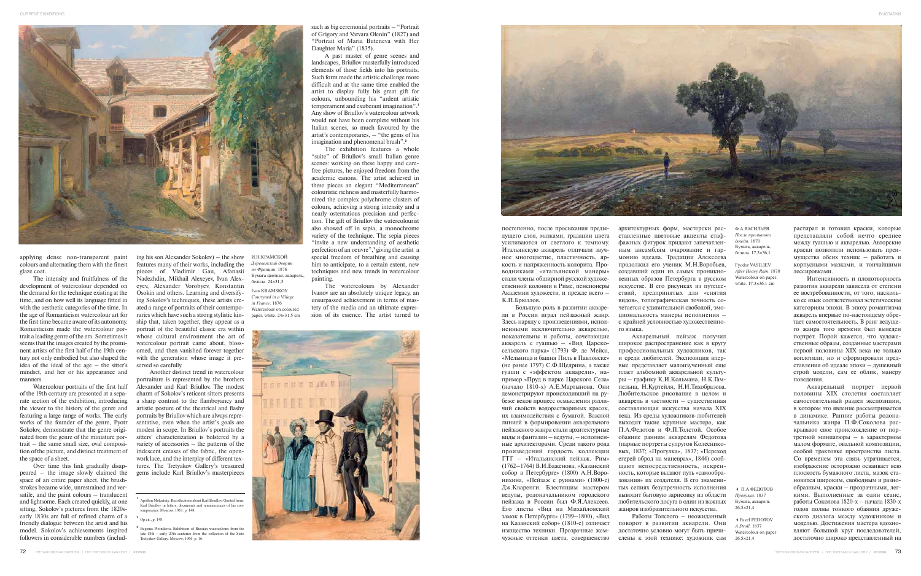applying dense non-transparent paint colours and alternating them with the finest glaze coat.

The intensity and fruitfulness of the development of watercolour depended on the demand for the technique existing at the time, and on how well its language fitted in with the aesthetic categories of the time. In the age of Romanticism watercolour art for the first time became aware of its autonomy. Romanticism made the watercolour portrait a leading genre of the era. Sometimes it seems that the images created by the prominent artists of the first half of the 19th century not only embodied but also shaped the idea of the ideal of the age – the sitter's mindset, and her or his appearance and manners.

Watercolour portraits of the first half of the 19th century are presented at a separate section of the exhibition, introducing the viewer to the history of the genre and featuring a large range of works. The early works of the founder of the genre, Pyotr Sokolov, demonstrate that the genre originated from the genre of the miniature portrait – the same small size, oval composition of the picture, and distinct treatment of the space of a sheet.

Over time this link gradually disappeared – the image slowly claimed the space of an entire paper sheet, the brushstrokes became wide, unrestrained and versatile, and the paint colours – translucent and lightsome. Each created quickly, at one sitting, Sokolov's pictures from the 1820s-early 1830s are full of refined charm of a friendly dialogue between the artist and his model. Sokolov's achievements inspired followers in considerable numbers (including his son Alexander Sokolov) – the show features many of their works, including the pieces of Vladimir Gau, Afanasii Nadezhdin, Mikhail Alexeyev, Ivan Alexeyev, Alexander Vorobyev, Konstantin Osokin and others. Learning and diversifying Sokolov's techniques, these artists created a range of portraits of their contemporaries which have such a strong stylistic kinship that, taken together, they appear as a portrait of the beautiful classic era within whose cultural environment the art of watercolour portrait came about, blossomed, and then vanished forever together with the generation whose image it preserved so carefully.

Another distinct trend in watercolour portraiture is represented by the brothers Alexander and Karl Briullov. The modest charm of Sokolov's reticent sitters presents a sharp contrast to the flamboyancy and artistic posture of the theatrical and flashy portraits by Briullov which are always representative, even when the artist's goals are modest in scope. In Briullov's portraits the sitters' characterization is bolstered by a variety of accessories – the patterns of the iridescent creases of the fabric, the openwork lace, and the interplay of different textures. The Tretyakov Gallery's treasured gems include Karl Briullov's masterpieces such as big ceremonial portraits – "Portrait of Grigory and Varvara Olenin" (1827) and "Portrait of Maria Buteneva with Her Daughter Maria" (1835).

A past master of genre scenes and landscapes, Briullov masterfully introduced elements of those fields into his portraits. Such form made the artistic challenge more difficult and at the same time enabled the artist to display fully his great gift for colours, unbounding his "ardent artistic temperament and exuberant imagination".[1] Any show of Briullov's watercolour artwork would not have been complete without his Italian scenes, so much favoured by the artist's contemporaries, – "the gems of his imagination and phenomenal brush".[2]

The exhibition features a whole "suite" of Briullov's small Italian genre scenes: working on these happy and carefree pictures, he enjoyed freedom from the academic canons. The artist achieved in these pieces an elegant "Mediterranean" colouristic richness and masterfully harmonized the complex polychrome clusters of colours, achieving a strong intensity and a nearly ostentatious precision and perfection. The gift of Briullov the watercolourist also showed off in sepia, a monochrome variety of the technique. The sepia pieces "invite a new understanding of aesthetic perfection of an oeuvre",[3] giving the artist a special freedom of breathing and causing him to anticipate, to a certain extent, new techniques and new trends in watercolour painting.

The watercolours by Alexander Ivanov are an absolutely unique legacy, an unsurpassed achievement in terms of mastery of the media and an ultimate expression of its essence. The artist turned to

И.Н.КРАМСКОЙ
*Деревенский дворик во Франции*. 1876
Бумага цветная, акварель, белила. 24×31,5

Ivan KRAMSKOY
*Courtyard in a Village in France*. 1876
Watercolour on coloured paper, white. 24×31.5 cm

[1] Apollon Mokritsky. Recollections about Karl Briullov. Quoted from: Karl Briullov in letters, documents and reminiscences of his contemporaries. Moscow. 1961. p. 148.

[2] Op.cit., p. 148.

[3] Eugenia Plotnikova. Exhibition of Russian watercolours from the late 18th – early 20th centuries from the collection of the State Tretyakov Gallery. Moscow, 1966. p. 16

постепенно, после просыхания предыдущего слоя, мазками, градации цвета усиливаются от светлого к темному. Итальянскую акварель отличали звучное многоцветие, пластичность, яркость и напряженность колорита. Проводниками «итальянской манеры» стали члены обширной русской художественной колонии в Риме, пенсионеры Академии художеств, и прежде всего – К.П.Брюллов.

Большую роль в развитии акварели в России играл пейзажный жанр. Здесь наряду с произведениями, исполненными исключительно акварелью, показательны и работы, сочетающие акварель с гуашью – «Вид Царскосельского парка» (1793) Ф. де Мейса, «Мельница и башня Пиль в Павловске» (не ранее 1797) С.Ф.Щедрина, а также гуаши с «эффектом акварели», например «Пруд в парке Царского Села» (начало 1810-х) А.Е.Мартынова. Они демонстрируют происходивший на рубеже веков процесс осмысления различий свойств водорастворимых красок, их взаимодействия с бумагой. Важной линией в формировании акварельного пейзажного жанра стали архитектурные виды и фантазии – ведуты, – исполненные архитекторами. Среди такого рода произведений гордость коллекции ГТГ – «Итальянский пейзаж. Рим» (1762–1764) В.И.Баженова, «Казанский собор в Петербурге» (1800) А.Н.Воронихина, «Пейзаж с руинами» (1800-е) Дж.Кваренги. Блестящим мастером ведуты, родоначальником городского пейзажа в России был Ф.Я.Алексеев. Его листы «Вид на Михайловский замок в Петербурге» (1799–1800), «Вид на Казанский собор» (1810-е) отличает изящество техники. Прозрачные жемчужные оттенки цвета, совершенство архитектурных форм, мастерски расставленные цветовые акценты стаффажных фигурок придают запечатленным ансамблям очарование и гармонию идеала. Традиции Алексеева продолжил его ученик М.Н.Воробьев, создавший один из самых проникновенных образов Петербурга в русском искусстве. В его рисунках из путешествий, предпринятых для «снятия видов», топографическая точность сочетается с удивительной свободой, эмоциональность манеры исполнения – с крайней условностью художественного языка.

Акварельный пейзаж получил широкое распространение как в кругу профессиональных художников, так и среди любителей. Экспозиция впервые представляет малоизученный еще пласт альбомной акварельной культуры – графику К.И.Кольмана, Н.К.Гампельна, Н.Куртейля, Н.И.Тихобразова. Любительское рисование в целом и акварель в частности – существенная составляющая искусства начала XIX века. Из среды художников-любителей выходят такие крупные мастера, как П.А.Федотов и Ф.П.Толстой. Особое обаяние ранним акварелям Федотова (парные портреты супругов Колесниковых, 1837; «Прогулка», 1837; «Переход егерей вброд на маневрах», 1844) сообщают непосредственность, искренность, которые выдают путь «самообразования» их создателя. В его знаменитых сепиях безупречность исполнения выводит бытовую зарисовку из области любительского досуга в один из важных жанров изобразительного искусства.

Работы Толстого – неожиданный поворот в развитии акварели. Они достаточно условно могут быть причислены к этой технике: художник сам растирал и готовил краски, которые представляли собой нечто среднее между гуашью и акварелью. Авторские краски позволяли использовать преимущества обеих техник – работать и корпусными мазками, и тончайшими лессировками.

Интенсивность и плодотворность развития акварели зависела от степени ее востребованности, от того, насколько ее язык соответствовал эстетическим категориям эпохи. В эпоху романтизма акварель впервые по-настоящему обретает самостоятельность. В ранг ведущего жанра того времени был выведен портрет. Порой кажется, что художественные образы, созданные мастерами первой половины XIX века не только воплотили, но и сформировали представления об идеале эпохи – душевный строй модели, сам ее облик, манеру поведения.

Акварельный портрет первой половины XIX столетия составляет самостоятельный раздел экспозиции, в котором это явление рассматривается в динамике. Ранние работы родоначальника жанра П.Ф.Соколова раскрывают свое происхождение от портретной миниатюры – в характерном малом формате, овальной композиции, особой трактовке пространства листа. Со временем эта связь утрачивается, изображение осторожно осваивает всю плоскость бумажного листа, мазок становится широким, свободным и разнообразным, краски – прозрачными, легкими. Выполненные за один сеанс, работы Соколова 1820-х – начала 1830-х годов полны тонкого обаяния дружеского диалога между художником и моделью. Достижения мастера вдохновляют большой круг последователей, достаточно широко представленный на

Ф.А.ВАСИЛЬЕВ
*После проливного дождя*. 1870
Бумага, акварель, белила. 17,3×36,1

Fyodor VASILIEV
*After Heavy Rain*. 1870
Watercolour on paper, white. 17.3×36.1 cm

П.А.ФЕДОТОВ
*Прогулка*. 1837
Бумага, акварель
26,5×21,4

Pavel FEDOTOV
*A Stroll*. 1837
Watercolour on paper
26.5×21.4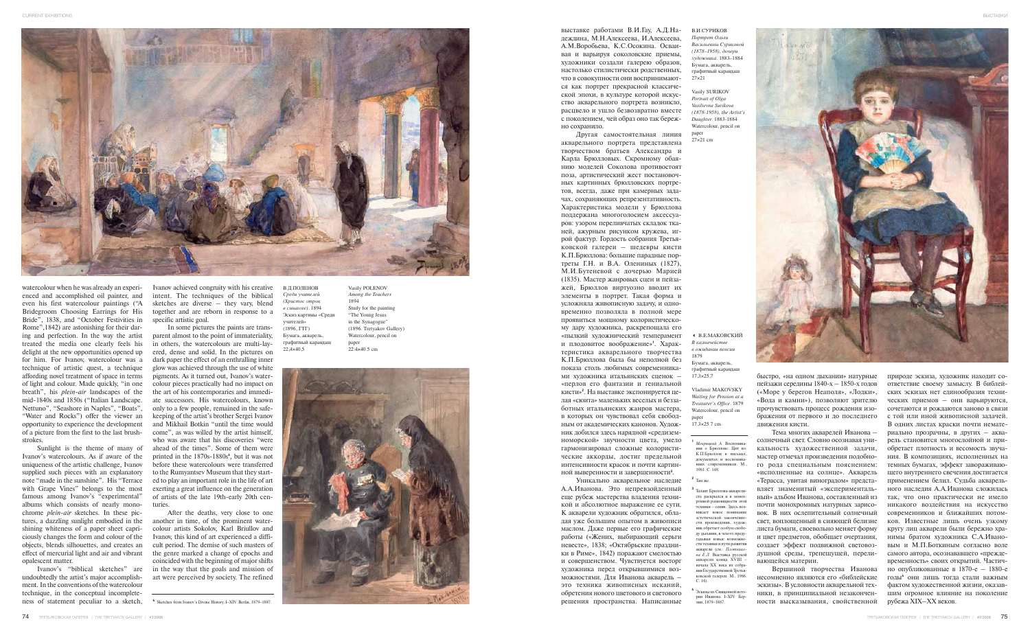watercolour when he was already an experienced and accomplished oil painter, and even his first watercolour paintings ("A Bridegroom Choosing Earrings for His Bride", 1838, and "October Festivities in Rome", 1842) are astonishing for their daring and perfection. In the way the artist treated the media one clearly feels his delight at the new opportunities opened up for him. For Ivanov, watercolour was a technique of artistic quest, a technique affording novel treatment of space in terms of light and colour. Made quickly, "in one breath", his *plein-air* landscapes of the mid-1840s and 1850s ("Italian Landscape. Nettuno", "Seashore in Naples", "Boats", "Water and Rocks") offer the viewer an opportunity to experience the development of a picture from the first to the last brushstrokes.

Sunlight is the theme of many of Ivanov's watercolours. As if aware of the uniqueness of the artistic challenge, Ivanov supplied such pieces with an explanatory note "made in the sunshine". His "Terrace with Grape Vines" belongs to the most famous among Ivanov's "experimental" albums which consists of nearly monochrome *plein-air* sketches. In these pictures, a dazzling sunlight embodied in the shining whiteness of a paper sheet capriciously changes the form and colour of the objects, blends silhouettes, and creates an effect of mercurial light and air and vibrant opalescent matter.

Ivanov's "biblical sketches" are undoubtedly the artist's major accomplishment. In the conventions of the watercolour technique, in the conceptual incompleteness of statement peculiar to a sketch, Ivanov achieved congruity with his creative intent. The techniques of the biblical sketches are diverse – they vary, blend together and are reborn in response to a specific artistic goal.

In some pictures the paints are transparent almost to the point of immateriality, in others, the watercolours are multi-layered, dense and solid. In the pictures on dark paper the effect of an enthralling inner glow was achieved through the use of white pigments. As it turned out, Ivanov's watercolour pieces practically had no impact on the art of his contemporaries and immediate successors. His watercolours, known only to a few people, remained in the safe-keeping of the artist's brother Sergei Ivanov and Mikhail Botkin "until the time would come", as was willed by the artist himself, who was aware that his discoveries "were ahead of the times". Some of them were printed in the 1870s-1880s[4], but it was not before these watercolours were transferred to the Rumyantsev Museum that they started to play an important role in the life of art exerting a great influence on the generation of artists of the late 19th-early 20th centuries.

After the deaths, very close to one another in time, of the prominent watercolour artists Sokolov, Karl Briullov and Ivanov, this kind of art experienced a difficult period. The demise of such masters of the genre marked a change of epochs and coincided with the beginning of major shifts in the way that the goals and mission of art were perceived by society. The refined

В.Д.ПОЛЕНОВ
*Среди учителей (Христос отрок в синагоге).* 1894
Эскиз картины «Среди учителей» (1896, ГТГ)
Бумага, акварель, графитный карандаш
22,4×40,5

Vasily POLENOV
*Among the Teachers*
1894
Study for the painting "The Young Jesus in the Synagogue" (1896, Tretyakov Gallery)
Watercolour, pencil on paper
22.4×40.5 cm

[4] Sketches from Ivanov's Divine History. I–XIV. Berlin, 1879–1887.

выставке работами В.И.Гау, А.Д.Наддежина, М.Н.Алексеева, И.Алексеева, А.М.Воробьева, К.С.Осокина. Осваивая и варьируя соколовские приемы, художники создали галерею образов, настолько стилистически родственных, что в совокупности они воспринимаются как портрет прекрасной классической эпохи, в культуре которой искусство акварельного портрета возникло, расцвело и ушло безвозвратно вместе с поколением, чей образ оно так бережно сохранило.

Другая самостоятельная линия акварельного портрета представлена творчеством братьев Александра и Карла Брюлловых. Скромному обаянию моделей Соколова противостоят поза, артистический жест постановочных картинных брюлловских портретов, всегда, даже при камерных задачах, сохраняющих репрезентативность. Характеристика модели у Брюллова поддержана многоголосием аксессуаров: узором переливчатых складок тканей, ажурным рисунком кружева, игрой фактур. Гордость собрания Третьяковской галереи – шедевры кисти К.П.Брюллова: большие парадные портреты Г.Н. и В.А. Олениных (1827), М.И.Бутеневой с дочерью Марией (1835). Мастер жанровых сцен и пейзажей, Брюллов виртуозно вводит их элементы в портрет. Такая форма и усложняла живописную задачу, и одновременно позволяла в полной мере проявиться мощному колористическому дару художника, раскрепощала его «пылкий художнический темперамент и плодовитое воображение»[1]. Характеристика акварельного творчества К.П.Брюллова была бы неполной без показа столь любимых современниками художника итальянских сценок – «перлов его фантазии и гениальной кисти»[2]. На выставке экспонируется целая «сюита» маленьких веселых и беззаботных итальянских жанров мастера, в которых он чувствовал себя свободным от академических канонов. Художник добился здесь нарядной «средиземноморской» звучности цвета, умело гармонизировал сложные колористические аккорды, достиг предельной интенсивности красок и почти картинной выверенности и завершенности[3].

Уникально акварельное наследие А.А.Иванова. Это непревзойденный еще рубеж мастерства владения техникой и абсолютное выражение ее сути. К акварели художник обратился, обладая уже большим опытом в живописи маслом. Даже первые его графические работы («Жених, выбирающий серьги невесте», 1838; «Октябрьские праздники в Риме», 1842) поражают смелостью и совершенством. Чувствуется восторг художника перед открывшимися возможностями. Для Иванова акварель – это техника живописных исканий, обретения нового цветового и светового решения пространства. Написанные быстро, «на одном дыхании» натурные пейзажи середины 1840-х – 1850-х годов («Море у берегов Неаполя», «Лодки», «Вода и камни»), позволяют зрителю прочувствовать процесс рождения изображения от первого и до последнего движения кисти.

Тема многих акварелей Иванова – солнечный свет. Словно осознавая уникальность художественной задачи, мастер отмечал произведения подобного рода специальным пояснением: «исполненные на солнце». Акварель «Терасса, увитая виноградом» представляет знаменитый «экспериментальный» альбом Иванова, составленный из почти монохромных натурных зарисовок. В них ослепительный солнечный свет, воплощенный в сияющей белизне листа бумаги, своевольно меняет форму и цвет предметов, обобщает очертания, создает эффект подвижной световоздушной среды, трепещущей, переливающейся материи.

Вершиной творчества Иванова несомненно являются его «библейские эскизы». В условности акварельной техники, в принципиальной незаконченности высказывания, свойственной природе эскиза, художник находит соответствие своему замыслу. В библейских эскизах нет единообразия технических приемов – они варьируются, сочетаются и рождаются заново в связи с той или иной живописной задачей. В одних листах краски почти нематериально прозрачны, в других – акварель становится многослойной и приобретает плотность и весомость звучания. В композициях, исполненных на темных бумагах, эффект завораживающего внутреннего свечения достигается применением белил. Судьба акварельного наследия А.А.Иванова сложилась так, что оно практически не имело никакого воздействия на искусство современников и ближайших потомков. Известные лишь очень узкому кругу лиц акварели были бережно хранимы братом художника С.А.Ивановым и М.П.Боткиным согласно воле самого автора, осознававшего «преждевременность» своих открытий. Частично опубликованные в 1870-е – 1880-е годы[4] они лишь тогда стали важным фактом художественной жизни, оказавшим огромное влияние на поколение рубежа XIX–XX веков.

В.И.СУРИКОВ
*Портрет Ольги Васильевны Суриковой (1878–1958), дочери художника.* 1883–1884
Бумага, акварель, графитный карандаш
27×21

Vasily SURIKOV
*Portrait of Olga Vasilievna Surikova (1878-1958), the Artist's Daughter.* 1883-1884
Watercolour, pencil on paper
27×21 cm

◄ В.Е.МАКОВСКИЙ
*В казначействе в ожидании пенсии*
1879
Бумага, акварель, графитный карандаш
17,3×25,7

Vladimir MAKOVSKY
*Waiting for Pension at a Treasurer's Office.* 1879
Watercolour, pencil on paper
17.3×25.7 cm

[1] *Мокрицкий А.* Воспоминания о Брюллове. Цит. по: К.П.Брюллов в письмах, документах и воспоминаниях современников. М., 1961. С. 148.

[2] Там же.

[3] Талант Брюллова-акварелиста раскрылся и в монохромной разновидности этой техники – сепии. Здесь возникают новые понимания эстетической законченности произведения, художник обретает особую свободу дыхания, в чем-то предугадывая новые возможности техники и пути развития акварели (см.: *Пунякова Е.Л.* Выставка русской акварели конца XVIII – начала XX века из собрания Государственной Третьяковской галереи. М., 1966. С. 16).

[4] Эскизы из Священной истории Иванова. I–XIV. Берлин, 1879–1887.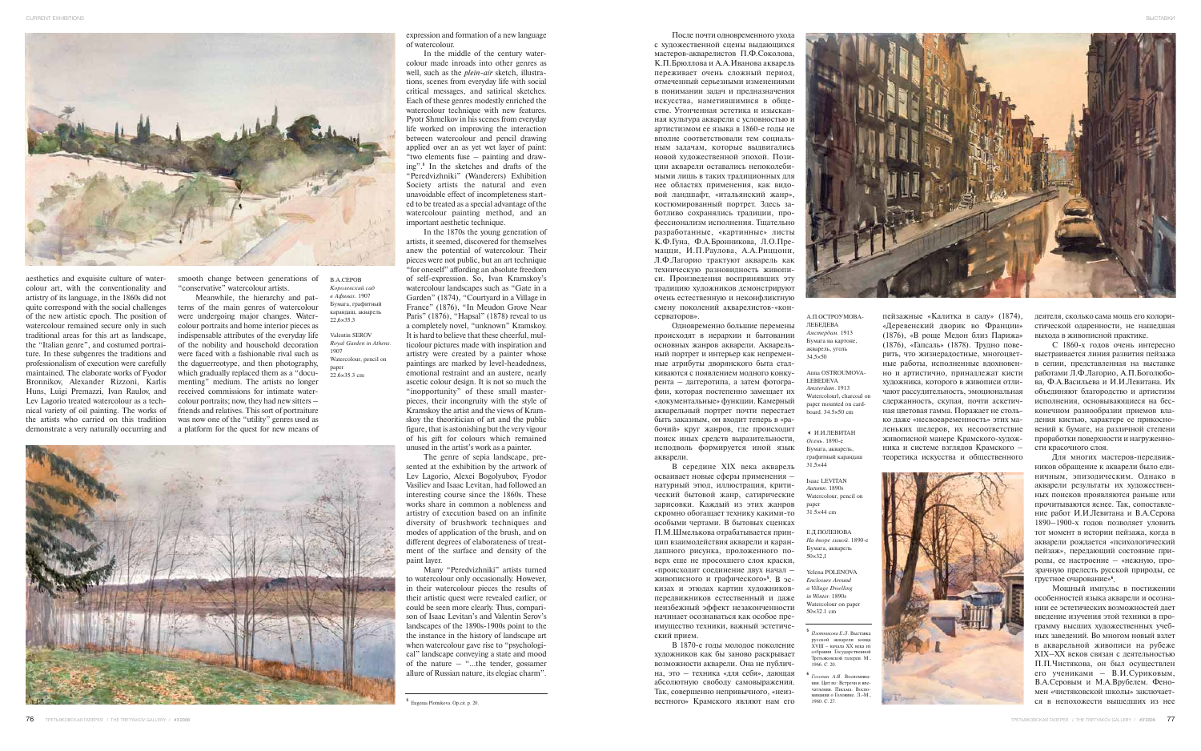aesthetics and exquisite culture of watercolour art, with the conventionality and artistry of its language, in the 1860s did not quite correspond with the social challenges of the new artistic epoch. The position of watercolour remained secure only in such traditional areas for this art as landscape, the "Italian genre", and costumed portraiture. In these subgenres the traditions and professionalism of execution were carefully maintained. The elaborate works of Fyodor Bronnikov, Alexander Rizzoni, Karlis Huns, Luigi Premazzi, Ivan Raulov, and Lev Lagorio treated watercolour as a technical variety of oil painting. The works of the artists who carried on this tradition demonstrate a very naturally occurring and smooth change between generations of "conservative" watercolour artists.

Meanwhile, the hierarchy and patterns of the main genres of watercolour were undergoing major changes. Watercolour portraits and home interior pieces as indispensable attributes of the everyday life of the nobility and household decoration were faced with a fashionable rival such as the daguerreotype, and then photography, which gradually replaced them as a "documenting" medium. The artists no longer received commissions for intimate watercolour portraits; now, they had new sitters – friends and relatives. This sort of portraiture was now one of the "utility" genres used as a platform for the quest for new means of expression and formation of a new language of watercolour.

В.А.СЕРОВ
*Королевский сад в Афинах*. 1907
Бумага, графитный карандаш, акварель
22,6×35,3

Valentin SEROV
*Royal Garden in Athens*. 1907
Watercolour, pencil on paper
22.6×35.3 cm

In the middle of the century watercolour made inroads into other genres as well, such as the *plein-air* sketch, illustrations, scenes from everyday life with social critical messages, and satirical sketches. Each of these genres modestly enriched the watercolour technique with new features. Pyotr Shmelkov in his scenes from everyday life worked on improving the interaction between watercolour and pencil drawing applied over an as yet wet layer of paint: "two elements fuse – painting and drawing".[5] In the sketches and drafts of the "Peredvizhniki" (Wanderers) Exhibition Society artists the natural and even unavoidable effect of incompleteness started to be treated as a special advantage of the watercolour painting method, and an important aesthetic technique.

In the 1870s the young generation of artists, it seemed, discovered for themselves anew the potential of watercolour. Their pieces were not public, but an art technique "for oneself" affording an absolute freedom of self-expression. So, Ivan Kramskoy's watercolour landscapes such as "Gate in a Garden" (1874), "Courtyard in a Village in France" (1876), "In Meudon Grove Near Paris" (1876), "Hapsal" (1878) reveal to us a completely novel, "unknown" Kramskoy. It is hard to believe that these cheerful, multicolour pictures made with inspiration and artistry were created by a painter whose paintings are marked by level-headedness, emotional restraint and an austere, nearly ascetic colour design. It is not so much the "inopportunity" of these small masterpieces, their incongruity with the style of Kramskoy the artist and the views of Kramskoy the theoretician of art and the public figure, that is astonishing but the very vigour of his gift for colours which remained unused in the artist's work as a painter.

The genre of sepia landscape, presented at the exhibition by the artwork of Lev Lagorio, Alexei Bogolyubov, Fyodor Vasiliev and Isaac Levitan, had followed an interesting course since the 1860s. These works share in common a nobleness and artistry of execution based on an infinite diversity of brushwork techniques and modes of application of the brush, and on different degrees of elaborateness of treatment of the surface and density of the paint layer.

Many "Peredvizhniki" artists turned to watercolour only occasionally. However, in their watercolour pieces the results of their artistic quest were revealed earlier, or could be seen more clearly. Thus, comparison of Isaac Levitan's and Valentin Serov's landscapes of the 1890s-1900s point to the the instance in the history of landscape art when watercolour gave rise to "psychological" landscape conveying a state and mood of the nature – "...the tender, gossamer allure of Russian nature, its elegiac charm".

[5] Eugenia Plotnikova. Op.cit. p. 20.

После почти одновременного ухода с художественной сцены выдающихся мастеров-акварелистов П.Ф.Соколова, К.П.Брюллова и А.А.Иванова акварель переживает очень сложный период, отмеченный серьезными изменениями в понимании задач и предназначения искусства, наметившимися в обществе. Утонченная эстетика и изысканная культура акварели с условностью и артистизмом ее языка в 1860-е годы не вполне соответствовали тем социальным задачам, которые выдвигались новой художественной эпохой. Позиции акварели оставались непоколебимыми лишь в таких традиционных для нее областях применения, как видовой ландшафт, «итальянский жанр», костюмированный портрет. Здесь заботливо сохранялись традиции, профессионализм исполнения. Тщательно разработанные, «картинные» листы К.Ф.Гуна, Ф.А.Бронникова, Л.О.Премацци, И.П.Раулова, А.А.Риццони, Л.Ф.Лагорио трактуют акварель как техническую разновидность живописи. Произведения воспринявших эту традицию художников демонстрируют очень естественную и неконфликтную смену поколений акварелистов-«консерваторов».

Одновременно большие перемены происходят в иерархии и бытовании основных жанров акварели. Акварельный портрет и интерьер как непременные атрибуты дворянского быта сталкиваются с появлением модного конкурента – дагеротипа, а затем фотографии, которая постепенно замещает их «документальные» функции. Камерный акварельный портрет почти перестает быть заказным, он входит теперь в «рабочий» круг жанров, где происходит поиск иных средств выразительности, исподволь формируется иной язык акварели.

В середине XIX века акварель осваивает новые сферы применения – натурный этюд, иллюстрация, критический бытовой жанр, сатирические зарисовки. Каждый из этих жанров скромно обогащает технику какими-то особыми чертами. В бытовых сценках П.М.Шмелькова отрабатывается принцип взаимодействия акварели и карандашного рисунка, проложенного поверх еще не просохшего слоя краски, «происходит соединение двух начал – живописного и графического»[5]. В эскизах и этюдах картин художников-передвижников естественный и даже неизбежный эффект незаконченности начинает осознаваться как особое преимущество техники, важный эстетический прием.

В 1870-е годы молодое поколение художников как бы заново раскрывает возможности акварели. Она не публична, это – техника «для себя», дающая абсолютную свободу самовыражения. Так, совершенно непривычного, «неизвестного» Крамского являют нам его пейзажные «Калитка в саду» (1874), «Деревенский дворик во Франции» (1876), «В роще Медон близ Парижа» (1876), «Гапсаль» (1878). Трудно поверить, что жизнерадостные, многоцветные работы, исполненные вдохновенно и артистично, принадлежат кисти художника, которого в живописи отличают рассудительность, эмоциональная сдержанность, скупая, почти аскетичная цветовая гамма. Поражает не столько даже «несвоевременность» этих маленьких шедевров, их несоответствие живописной манере Крамского-художника и системе взглядов Крамского – теоретика искусства и общественного деятеля, сколько сама мощь его колористической одаренности, не нашедшая выхода в живописной практике.

А.П.ОСТРОУМОВА-ЛЕБЕДЕВА
*Амстердам*. 1913
Бумага на картоне, акварель, уголь
34,5×50

Anna OSTROUMOVA-LEBEDEVA
*Amsterdam*. 1913
Watercolour, charcoal on paper mounted on cardboard. 34.5×50 cm

И.И.ЛЕВИТАН
*Осень*. 1890-е
Бумага, акварель, графитный карандаш
31,5×44

Isaac LEVITAN
*Autumn*. 1890s
Watercolour, pencil on paper
31.5×44 cm

Е.Д.ПОЛЕНОВА
*На дворе зимой*. 1890-е
Бумага, акварель
50×32,1

Yelena POLENOVA
*Enclosure Around a Village Dwelling in Winter*. 1890s
Watercolour on paper
50×32.1 cm

С 1860-х годов очень интересно выстраивается линия развития пейзажа в сепии, представленная на выставке работами Л.Ф.Лагорио, А.П.Боголюбова, Ф.А.Васильева и И.И.Левитана. Их объединяют благородство и артистизм исполнения, основывающиеся на бесконечном разнообразии приемов владения кистью, характере ее прикосновений к бумаге, на различной степени проработки поверхности и нагруженности красочного слоя.

Для многих мастеров-передвижников обращение к акварели было единичным, эпизодическим. Однако в акварели результаты их художественных поисков проявляются раньше или прочитываются яснее. Так, сопоставление работ И.И.Левитана и В.А.Серова 1890–1900-х годов позволяет уловить тот момент в истории пейзажа, когда в акварели рождается «психологический пейзаж», передающий состояние природы, ее настроение – «нежную, прозрачную прелесть русской природы, ее грустное очарование»[6].

Мощный импульс в постижении особенностей языка акварели и осознании ее эстетических возможностей дает введение изучения этой техники в программу высших художественных учебных заведений. Во многом новый взлет в акварельной живописи на рубеже XIX–XX веков связан с деятельностью П.П.Чистякова, он был осуществлен его учениками – В.И.Суриковым, В.А.Серовым и М.А.Врубелем. Феномен «чистяковской школы» заключается в непохожести вышедших из нее

[5] *Плотникова Е.Л.* Выставка русской акварели конца XVIII – начала XX века из собрания Государственной Третьяковской галереи. М., 1966. С. 20.

[6] *Головин А.Я.* Воспоминания. Цит по: Встречи и впечатления. Письма. Воспоминания о Головине. Л.–М., 1960. С. 27.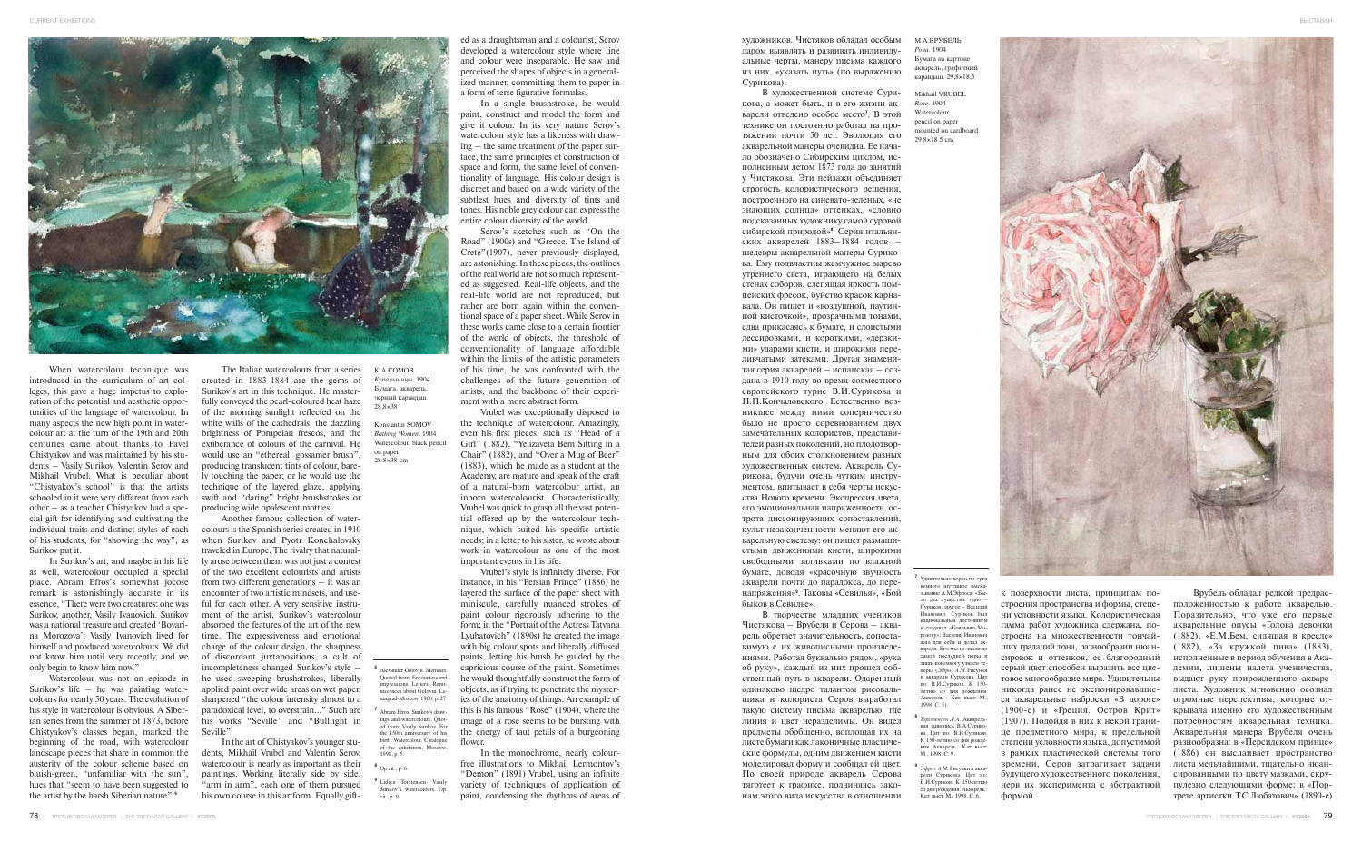When watercolour technique was introduced in the curriculum of art colleges, this gave a huge impetus to exploration of the potential and aesthetic opportunities of the language of watercolour. In many aspects the new high point in watercolour art at the turn of the 19th and 20th centuries came about thanks to Pavel Chistyakov and was maintained by his students – Vasily Surikov, Valentin Serov and Mikhail Vrubel. What is peculiar about "Chistyakov's school" is that the artists schooled in it were very different from each other – as a teacher Chistyakov had a special gift for identifying and cultivating the individual traits and distinct styles of each of his students, for "showing the way", as Surikov put it.

In Surikov's art, and maybe in his life as well, watercolour occupied a special place. Abram Efros's somewhat jocose remark is astonishingly accurate in its essence, "There were two creatures: one was Surikov, another, Vasily Ivanovich. Surikov was a national treasure and created 'Boyarina Morozova'; Vasily Ivanovich lived for himself and produced watercolours. We did not know him until very recently, and we only begin to know him now."

Watercolour was not an episode in Surikov's life – he was painting watercolours for nearly 50 years. The evolution of his style in watercolour is obvious. A Siberian series from the summer of 1873, before Chistyakov's classes began, marked the beginning of the road, with watercolour landscape pieces that share in common the austerity of the colour scheme based on bluish-green, "unfamiliar with the sun", hues that "seem to have been suggested to the artist by the harsh Siberian nature".[5]

The Italian watercolours from a series created in 1883-1884 are the gems of Surikov's art in this technique. He masterfully conveyed the pearl-coloured heat haze of the morning sunlight reflected on the white walls of the cathedrals, the dazzling brightness of Pompeian frescos, and the exuberance of colours of the carnival. He would use an "ethereal, gossamer brush", producing translucent tints of colour, barely touching the paper; or he would use the technique of the layered glaze, applying swift and "daring" bright brushstrokes or producing wide opalescent mottles.

Another famous collection of watercolours is the Spanish series created in 1910 when Surikov and Pyotr Konchalovsky traveled in Europe. The rivalry that naturally arose between them was not just a contest of the two excellent colourists and artists from two different generations – it was an encounter of two artistic mindsets, and useful for each other. A very sensitive instrument of the artist, Surikov's watercolour absorbed the features of the art of the new time. The expressiveness and emotional charge of the colour design, the sharpness of discordant juxtapositions, a cult of incompleteness changed Surikov's style – he used sweeping brushstrokes, liberally applied paint over wide areas on wet paper, sharpened "the colour intensity almost to a paradoxical level, to overstrain..." Such are his works "Seville" and "Bullfight in Seville".

In the art of Chistyakov's younger students, Mikhail Vrubel and Valentin Serov, watercolour is nearly as important as their paintings. Working literally side by side, "arm in arm", each one of them pursued his own course in this artform. Equally gifted as a draughtsman and a colourist, Serov developed a watercolour style where line and colour were inseparable. He saw and perceived the shapes of objects in a generalized manner, committing them to paper in a form of terse figurative formulas.

К.А.СОМОВ
*Купальщицы*. 1904
Бумага, акварель, черный карандаш
28,8×38

Konstantin SOMOV
*Bathing Women*. 1904
Watercolour, black pencil on paper
28.8×38 cm

In a single brushstroke, he would paint, construct and model the form and give it colour. In its very nature Serov's watercolour style has a likeness with drawing – the same treatment of the paper surface, the same principles of construction of space and form, the same level of conventionality of language. His colour design is discreet and based on a wide variety of the subtlest hues and diversity of tints and tones. His noble grey colour can express the entire colour diversity of the world.

Serov's sketches such as "On the Road" (1900s) and "Greece. The Island of Crete"(1907), never previously displayed, are astonishing. In these pieces, the outlines of the real world are not so much represented as suggested. Real-life objects, and the real-life world are not reproduced, but rather are born again within the conventional space of a paper sheet. While Serov in these works came close to a certain frontier of the world of objects, the threshold of conventionality of language affordable within the limits of the artistic parameters of his time, he was confronted with the challenges of the future generation of artists, and the backbone of their experiment with a more abstract form.

Vrubel was exceptionally disposed to the technique of watercolour. Amazingly, even his first pieces, such as "Head of a Girl" (1882), "Yelizaveta Bem Sitting in a Chair" (1882), and "Over a Mug of Beer" (1883), which he made as a student at the Academy, are mature and speak of the craft of a natural-born watercolour artist, an inborn watercolourist. Characteristically, Vrubel was quick to grasp all the vast potential offered up by the watercolour technique, which suited his specific artistic needs; in a letter to his sister, he wrote about work in watercolour as one of the most important events in his life.

Vrubel's style is infinitely diverse. For instance, in his "Persian Prince" (1886) he layered the surface of the paper sheet with miniscule, carefully nuanced strokes of paint colour rigorously adhering to the form; in the "Portrait of the Actress Tatyana Lyubatovich" (1890s) he created the image with big colour spots and liberally diffused paints, letting his brush be guided by the capricious course of the paint. Sometimes he would thoughtfully construct the form of objects, as if trying to penetrate the mysteries of the anatomy of things. An example of this is his famous "Rose" (1904), where the image of a rose seems to be bursting with the energy of taut petals of a burgeoning flower.

In the monochrome, nearly colourfree illustrations to Mikhail Lermontov's "Demon" (1891) Vrubel, using an infinite variety of techniques of application of paint, condensing the rhythms of areas of

---

[4] Alexander Golovin. Memoirs. Quoted from: Encounters and impressions. Letters. Reminiscences about Golovin. Leningrad-Moscow, 1960, p. 27.

[5] Abram Efros. Surikov's drawings and watercolours. Quoted from: Vasily Surikov. For the 150th anniversary of his birth. Watercolour. Catalogue of the exhibition. Moscow, 1998, p. 5.

[8] Op.cit., p. 6.

[9] Lidiya Torstensen. Vasily Surikov's watercolours. Op. cit., p. 9.

---

художников. Чистяков обладал особым даром выявлять и развивать индивидуальные черты, манеру письма каждого из них, «указать путь» (по выражению Сурикова).

В художественной системе Сурикова, а может быть, и в его жизни акварели отведено особое место[7]. В этой технике он постоянно работал на протяжении почти 50 лет. Эволюция его акварельной манеры очевидна. Ее начало обозначено Сибирским циклом, исполненным летом 1873 года до занятий у Чистякова. Эти пейзажи объединяет строгость колористического решения, построенного на синевато-зеленых, «не знающих солнца» оттенках, «словно подсказанных художнику самой суровой сибирской природой»[8]. Серия итальянских акварелей 1883–1884 годов – шедевры акварельной манеры Сурикова. Ему подвластны жемчужное марево утреннего света, играющего на белых стенах соборов, слепящая яркость помпейских фресок, буйство красок карнавала. Он пишет и «воздушной, паутинной кисточкой», прозрачными тонами, едва прикасаясь к бумаге, и слоистыми лессировками, и короткими, «дерзкими» ударами кисти и широкими переливчатыми затеками. Другая знаменитая серия акварелей – испанская – создана в 1910 году во время совместного европейского турне В.И.Сурикова и П.П.Кончаловского. Естественно возникшее между ними соперничество было не просто соревнованием двух замечательных колористов, представителей разных поколений, но плодотворным для обоих столкновением разных художественных систем. Акварель Сурикова, будучи очень чутким инструментом, впитывает в себя черты искусства Нового времени. Экспрессия цвета, его эмоциональная напряженность, острота диссонирующих сопоставлений, культ незаконченности меняют его акварельную систему: он пишет размашистыми движениями кисти, широкими свободными заливками по влажной бумаге, доводя «красочную звучность акварели почти до парадокса, до перенапряжения»[9]. Таковы «Севилья», «Бой быков в Севилье».

В творчестве младших учеников Чистякова – Врубеля и Серова – акварель обретает значительность, сопоставимую с их живописными произведениями. Работая буквально рядом, «рука об руку», каждый из них прошел собственный путь в акварели. Одаренный одинаково щедро талантом рисовальщика и колориста Серов выработал такую систему письма акварелью, где линия и цвет нераздельны. Он видел предметы обобщенно, воплощая их на листе бумаги как лаконичные пластические формулы, одним движением кисти моделировал форму и сообщал ей цвет. По своей природе акварель Серова тяготеет к графике, подчиняясь законам этого вида искусства в отношении к поверхности листа, принципам построения пространства и формы, степени условности языка. Колористическая гамма работ художника сдержана, построена на множественности тончайших градаций тона, разнообразии нюансировок и оттенков, ее благородный серый цвет способен выразить все цветовое многообразие мира. Удивительны никогда ранее не экспонировавшиеся акварельные наброски «В дороге» (1900-е) и «Греция. Остров Крит» (1907). Подойдя в них к некой границе предметного мира, к предельной степени условности языка, допустимой в рамках пластической системы того времени, Серов затрагивает задачи будущего художественного поколения, нерв их эксперимента с абстрактной формой.

М.А.ВРУБЕЛЬ
*Роза*. 1904
Бумага на картоне акварель, графитный карандаш. 29,8×18,5

Mikhail VRUBEL
*Rose*. 1904
Watercolour, pencil on paper mounted on cardboard.
29.8×18.5 cm

Врубель обладал редкой предрасположенностью к работе акварелью. Поразительно, что уже его первые акварельные опусы «Голова девочки» (1882), «Е.М.Бем, сидящая в кресле» (1882), «За кружкой пива» (1883), исполненные в период обучения в Академии, лишены налета ученичества, выдают руку прирожденного акварелиста. Художник мгновенно осознал огромные перспективы, которые открывала именно его художественным потребностям акварельная техника. Акварельная манера Врубеля очень разнообразна: в «Персидском принце» (1886) он выстилает пространство листа мельчайшими, тщательно нюансированными по цвету мазками, скрупулезно следующими форме; в «Портрете артистки Т.С.Любатович» (1890-е)

---

[7] Удивительно верно по сути немного шутливое высказывание А.М.Эфроса: «Было два существа: одно – Суриков, другое – Василий Иванович. Суриков был национальным достоянием и создавал «Боярыню Морозову»; Василий Иванович жил для себя и делал акварели. Его мы не знали до самой последней поры и лишь понемногу узнаем теперь» (*Эфрос А.М.* Рисунки и акварели Сурикова. Цит по: В.И.Суриков. К 150-летию со дня рождения. Акварель.: Кат. выст. М., 1998. С. 5).

[8] *Торстенсен Л.А.* Акварельная живопись В.А.Сурикова. Цит по: В.И.Суриков. К 150-летию со дня рождения. Акварель.: Кат. выст. М., 1998. С. 9.

[9] *Эфрос А.М.* Рисунки и акварели Сурикова. Цит по: В.И.Суриков. К 150-летию со дня рождения. Акварель.: Кат. выст. М., 1998. С. 6.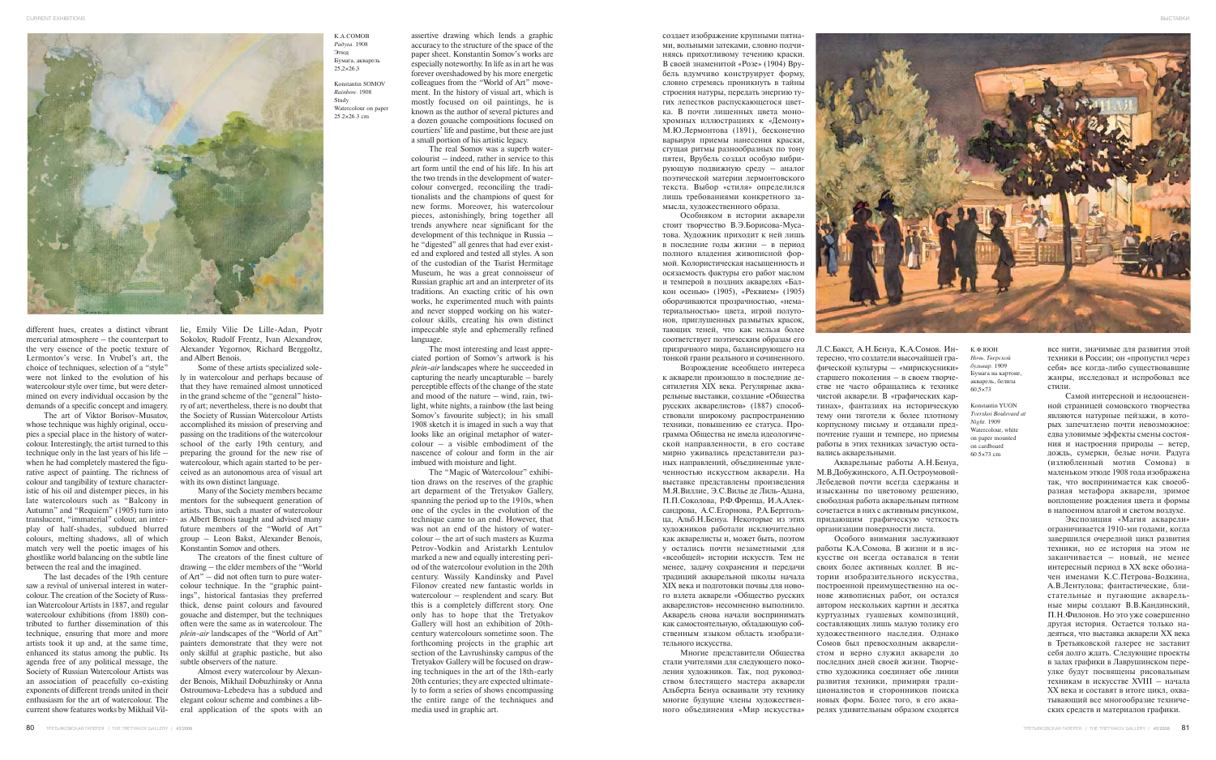К.А.СОМОВ
*Радуга*. 1908
Этюд
Бумага, акварель
25,2×26,3

Konstantin SOMOV
*Rainbow*. 1908
Study
Watercolour on paper
25.2×26.3 cm

different hues, creates a distinct vibrant mercurial atmosphere – the counterpart to the very essence of the poetic texture of Lermontov's verse. In Vrubel's art, the choice of techniques, selection of a "style" were not linked to the evolution of his watercolour style over time, but were determined on every individual occasion by the demands of a specific concept and imagery.

The art of Viktor Borisov-Musatov, whose technique was highly original, occupies a special place in the history of watercolour. Interestingly, the artist turned to this technique only in the last years of his life – when he had completely mastered the figurative aspect of painting. The richness of colour and tangibility of texture characteristic of his oil and distemper pieces, in his late watercolours such as "Balcony in Autumn" and "Requiem" (1905) turn into translucent, "immaterial" colour, an interplay of half-shades, subdued blurred colours, melting shadows, all of which match very well the poetic images of his ghostlike world balancing on the subtle line between the real and the imagined.

The last decades of the 19th centure saw a revival of universal interest in watercolour. The creation of the Society of Russian Watercolour Artists in 1887, and regular watercolour exhibitions (from 1880) contributed to further dissemination of this technique, ensuring that more and more artists took it up and, at the same time, enhanced its status among the public. Its agenda free of any political message, the Society of Russian Watercolour Artists was an association of peacefully co-existing exponents of different trends united in their enthusiasm for the art of watercolour. The current show features works by Mikhail Villie, Emily Vilie De Lille-Adan, Pyotr Sokolov, Rudolf Frentz, Ivan Alexandrov, Alexander Yegornov, Richard Berggoltz, and Albert Benois.

Some of these artists specialized solely in watercolour and perhaps because of that they have remained almost unnoticed in the grand scheme of the "general" history of art; nevertheless, there is no doubt that the Society of Russian Watercolour Artists accomplished its mission of preserving and passing on the traditions of the watercolour school of the early 19th century, and preparing the ground for the new rise of watercolour, which again started to be perceived as an autonomous area of visual art with its own distinct language.

Many of the Society members became mentors for the subsequent generation of artists. Thus, such a master of watercolour as Albert Benois taught and advised many future members of the "World of Art" group – Leon Bakst, Alexander Benois, Konstantin Somov and others.

The creators of the finest culture of drawing – the elder members of the "World of Art" – did not often turn to pure watercolour technique. In the "graphic paintings", historical fantasias they preferred thick, dense paint colours and favoured gouache and distemper, but the techniques often were the same as in watercolour. The *plein-air* landscapes of the "World of Art" painters demonstrate that they were not only skilful at graphic pastiche, but also subtle observers of the nature.

Almost every watercolour by Alexander Benois, Mikhail Dobuzhinsky or Anna Ostroumova-Lebedeva has a subdued and elegant colour scheme and combines a liberal application of the spots with an assertive drawing which lends a graphic accuracy to the structure of the space of the paper sheet. Konstantin Somov's works are especially noteworthy. In life as in art he was forever overshadowed by his more energetic colleagues from the "World of Art" movement. In the history of visual art, which is mostly focused on oil paintings, he is known as the author of several pictures and a dozen gouache compositions focused on courtiers' life and pastime, but these are just a small portion of his artistic legacy.

The real Somov was a superb watercolourist – indeed, rather in service to this art form until the end of his life. In his art the two trends in the development of watercolour converged, reconciling the traditionalists and the champions of quest for new forms. Moreover, his watercolour pieces, astonishingly, bring together all trends anywhere near significant for the development of this technique in Russia – he "digested" all genres that had ever existed and explored and tested all styles. A son of the custodian of the Tsarist Hermitage Museum, he was a great connoisseur of Russian graphic art and an interpreter of its traditions. An exacting critic of his own works, he experimented much with paints and never stopped working on his watercolour skills, creating his own distinct impeccable style and ephemerally refined language.

The most interesting and least appreciated portion of Somov's artwork is his *plein-air* landscapes where he succeeded in capturing the nearly uncapturable – barely perceptible effects of the change of the state and mood of the nature – wind, rain, twilight, white nights, a rainbow (the last being Somov's favourite subject); in his small 1908 sketch it is imaged in such a way that looks like an original metaphor of watercolour – a visible embodiment of the nascence of colour and form in the air imbued with moisture and light.

The "Magic of Watercolour" exhibition draws on the reserves of the graphic art deparment of the Tretyakov Gallery, spanning the period up to the 1910s, when one of the cycles in the evolution of the technique came to an end. However, that was not an end of the history of watercolour – the art of such masters as Kuzma Petrov-Vodkin and Aristarkh Lentulov marked a new and equally interesting period of the watercolour evolution in the 20th century. Wassily Kandinsky and Pavel Filonov created new fantastic worlds in watercolour – resplendent and scary. But this is a completely different story. One only has to hope that the Tretyakov Gallery will host an exhibition of 20th-century watercolours sometime soon. The forthcoming projects in the graphic art section of the Lavrushinsky campus of the Tretyakov Gallery will be focused on drawing techniques in the art of the 18th-early 20th centuries; they are expected ultimately to form a series of shows encompassing the entire range of the techniques and media used in graphic art.

создает изображение крупными пятнами, вольными затеками, словно подчиняясь прихотливому течению краски. В своей знаменитой «Розе» (1904) Врубель вдумчиво конструирует форму, словно стремясь проникнуть в тайны строения натуры, передать энергию тугих лепестков распускающегося цветка. В почти лишенных цвета монохромных иллюстрациях к «Демону» М.Ю.Лермонтова (1891), бесконечно варьируя приемы нанесения краски, сгущая ритмы разнообразных по тону пятен, Врубель создал особую вибрирующую подвижную среду – аналог поэтической материи лермонтовского текста. Выбор «стиля» определялся лишь требованиями конкретного замысла, художественного образа.

Особняком в истории акварели стоит творчество В.Э.Борисова-Мусатова. Художник приходит к ней лишь в последние годы жизни – в период полного владения живописной формой. Колористическая насыщенность и осязаемость фактуры его работ маслом и темперой в поздних акварелях «Балкон осенью» (1905), «Реквием» (1905) оборачиваются прозрачностью, «нематериальностью» цвета, игрой полутонов, приглушенных размытых красок, тающих теней, что как нельзя более соответствует поэтическим образам его призрачного мира, балансирующего на тонкой грани реального и сочиненного.

Возрождение всеобщего интереса к акварели произошло в последние десятилетия XIX века. Регулярные акварельные выставки, создание «Общества русских акварелистов» (1887) способствовали широкому распространению техники, повышению ее статуса. Программа Общества не имела идеологической направленности, в его составе мирно уживались представители разных направлений, объединенные увлеченностью искусством акварели. На выставке представлены произведения М.Я.Виллие, Э.С.Вилье де Лиль-Адана, П.П.Соколова, Р.Ф.Френца, И.А.Александрова, А.С.Егорнова, Р.А.Берггольца, Альб.Н.Бенуа. Некоторые из этих художников работали исключительно как акварелисты и, может быть, поэтому у остались почти незаметными для «всеобщей» истории искусств. Тем не менее, задачу сохранения и передачи традиций акварельной школы начала XIX века и подготовки почвы для нового взлета акварели «Общество русских акварелистов» несомненно выполнило. Акварель снова начали воспринимать как самостоятельную, обладающую собственным языком область изобразительного искусства.

Многие представители Общества стали учителями для следующего поколения художников. Так, под руководством блестящего мастера акварели Альберта Бенуа осваивали эту технику многие будущие члены художественного объединения «Мир искусства» Л.С.Бакст, А.Н.Бенуа, К.А.Сомов. Интересно, что создатели высочайшей графической культуры – «мирискусники» старшего поколения – в своем творчестве не часто обращались к технике чистой акварели. В «графических картинах», фантазиях на историческую тему они тяготели к более плотному корпусному письму и отдавали предпочтение гуаши и темпере, но приемы работы в этих техниках зачастую оставались акварельными.

Акварельные работы А.Н.Бенуа, М.В.Добужинского, А.П.Остроумовой-Лебедевой почти всегда сдержаны и изысканны по цветовому решению, свободная работа акварельным пятном сочетается в них с активным рисунком, придающим графическую четкость организации поверхности листа.

Особого внимания заслуживают работы К.А.Сомова. В жизни и в искусстве он всегда оставался в тени своих более активных коллег. В истории изобразительного искусства, построенной преимущественно на основе живописных работ, он остался автором нескольких картин и десятка куртуазных гуашевых композиций, составляющих лишь малую толику его художественного наследия. Однако Сомов был превосходным акварелистом и верно служил акварели до последних дней своей жизни. Творчество художника соединяет обе линии развития техники, примиряя традиционалистов и сторонников поиска новых форм. Более того, в его акварелях удивительным образом сходятся все нити, значимые для развития этой техники в России; он «пропустил через себя» все когда-либо существовавшие жанры, исследовал и испробовал все стили.

К.Ф.ЮОН
*Ночь. Тверской бульвар*. 1909
Бумага на картоне, акварель, белила
60,5×73

Konstantin YUON
*Tverskoi Boulevard at Night*. 1909
Watercolour, white on paper mounted on cardboard
60.5×73 cm

Самой интересной и недооцененной страницей сомовского творчества являются натурные пейзажи, в которых запечатлено почти невозможное: едва уловимые эффекты смены состояния и настроения природы – ветер, дождь, сумерки, белые ночи. Радуга (излюбленный мотив Сомова) в маленьком этюде 1908 года изображена так, что воспринимается как своеобразная метафора акварели, зримое воплощение рождения цвета и формы в напоенном влагой и светом воздухе.

Экспозиция «Магия акварели» ограничивается 1910-ми годами, когда завершился очередной цикл развития техники, но ее история на этом не заканчивается – новый, не менее интересный период в XX веке обозначен именами К.С.Петрова-Водкина, А.В.Лентулова; фантастические, блистательные и пугающие акварельные миры создают В.В.Кандинский, П.Н.Филонов. Но это уже совершенно другая история. Остается только надеяться, что выставка акварели XX века в Третьяковской галерее не заставит себя долго ждать. Следующие проекты в залах графики в Лаврушинском переулке будут посвящены рисовальным техникам в искусстве XVIII – начала XX века и составят в итоге цикл, охватывающий все многообразие технических средств и материалов графики.